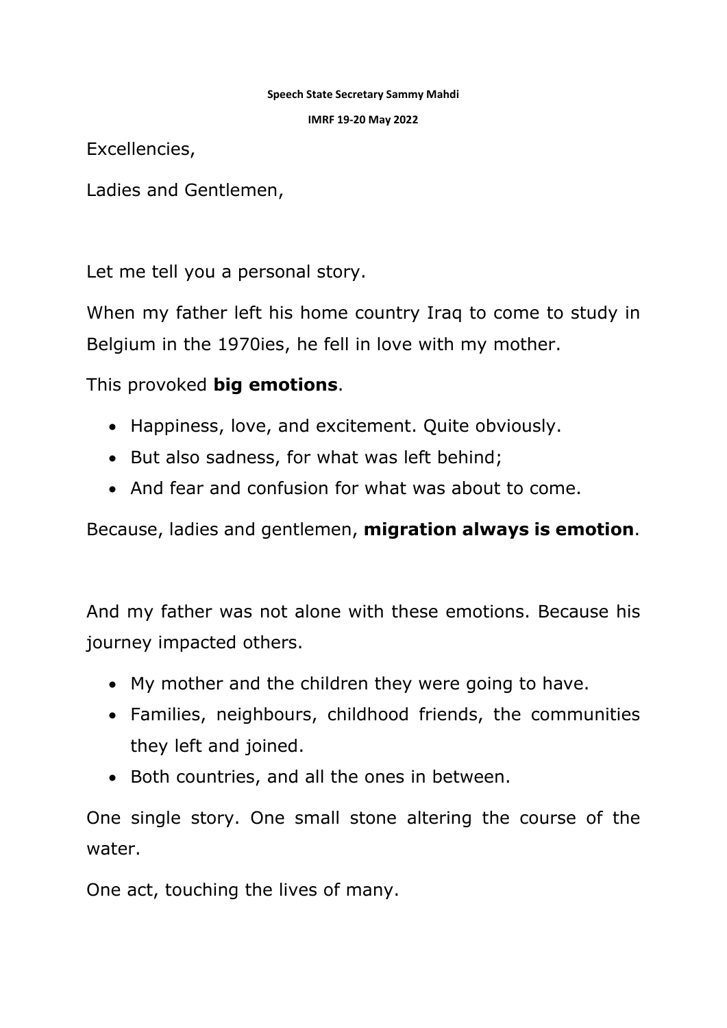**Speech State Secretary Sammy Mahdi**

**IMRF 19-20 May 2022**

Excellencies,

Ladies and Gentlemen,

Let me tell you a personal story.

When my father left his home country Iraq to come to study in Belgium in the 1970ies, he fell in love with my mother.

This provoked **big emotions**.

- Happiness, love, and excitement. Quite obviously.
- But also sadness, for what was left behind;
- And fear and confusion for what was about to come.

Because, ladies and gentlemen, **migration always is emotion**.

And my father was not alone with these emotions. Because his journey impacted others.

- My mother and the children they were going to have.
- Families, neighbours, childhood friends, the communities they left and joined.
- Both countries, and all the ones in between.

One single story. One small stone altering the course of the water.

One act, touching the lives of many.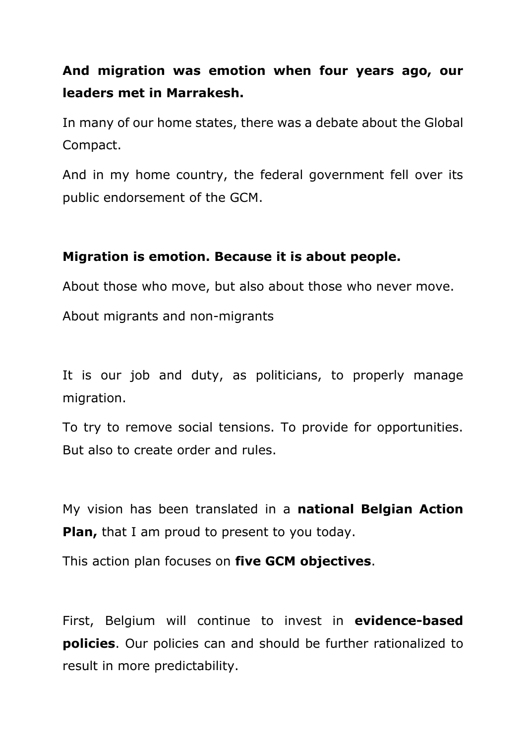**And migration was emotion when four years ago, our leaders met in Marrakesh.**

In many of our home states, there was a debate about the Global Compact.

And in my home country, the federal government fell over its public endorsement of the GCM.

**Migration is emotion. Because it is about people.**

About those who move, but also about those who never move.

About migrants and non-migrants

It is our job and duty, as politicians, to properly manage migration.

To try to remove social tensions. To provide for opportunities. But also to create order and rules.

My vision has been translated in a **national Belgian Action Plan,** that I am proud to present to you today.

This action plan focuses on **five GCM objectives**.

First, Belgium will continue to invest in **evidence-based policies**. Our policies can and should be further rationalized to result in more predictability.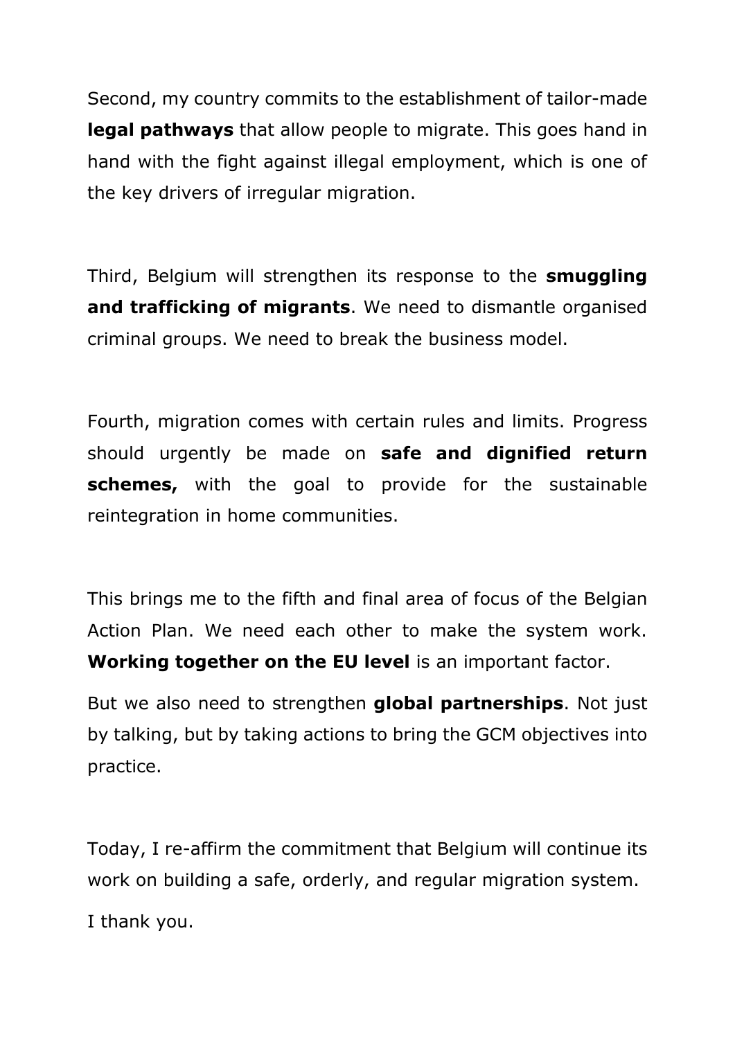Second, my country commits to the establishment of tailor-made **legal pathways** that allow people to migrate. This goes hand in hand with the fight against illegal employment, which is one of the key drivers of irregular migration.

Third, Belgium will strengthen its response to the **smuggling and trafficking of migrants**. We need to dismantle organised criminal groups. We need to break the business model.

Fourth, migration comes with certain rules and limits. Progress should urgently be made on **safe and dignified return schemes,** with the goal to provide for the sustainable reintegration in home communities.

This brings me to the fifth and final area of focus of the Belgian Action Plan. We need each other to make the system work. **Working together on the EU level** is an important factor.

But we also need to strengthen **global partnerships**. Not just by talking, but by taking actions to bring the GCM objectives into practice.

Today, I re-affirm the commitment that Belgium will continue its work on building a safe, orderly, and regular migration system.

I thank you.